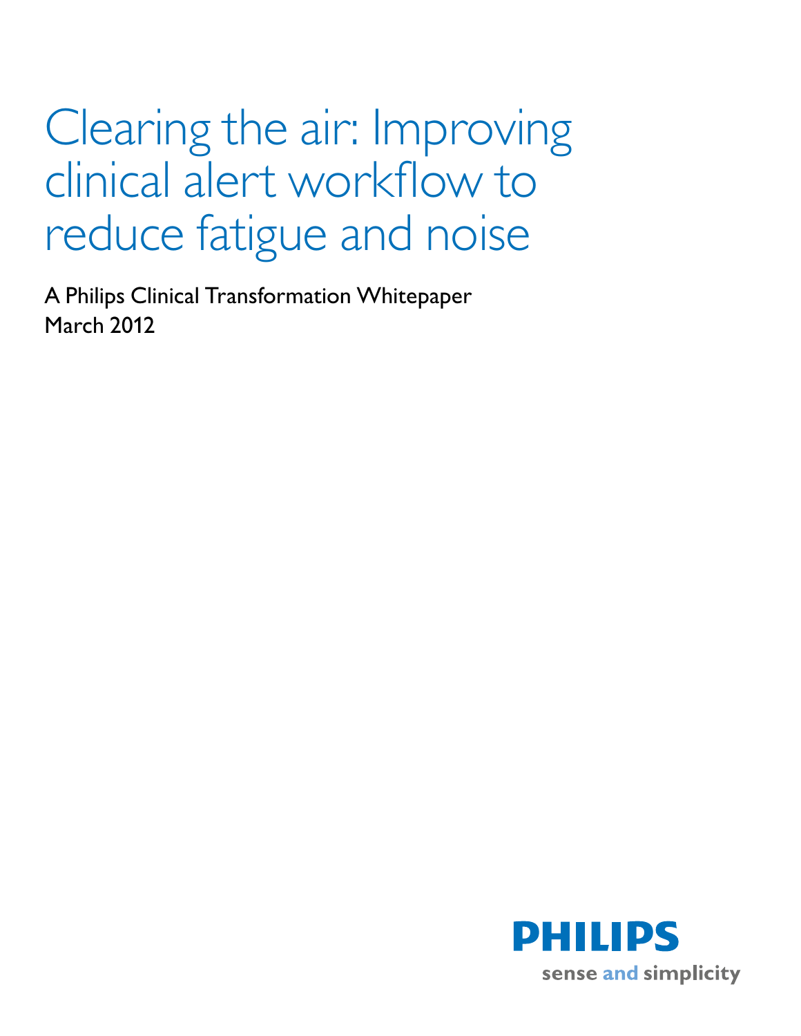# Clearing the air: Improving clinical alert workflow to reduce fatigue and noise

A Philips Clinical Transformation Whitepaper
March 2012

PHILIPS
sense and simplicity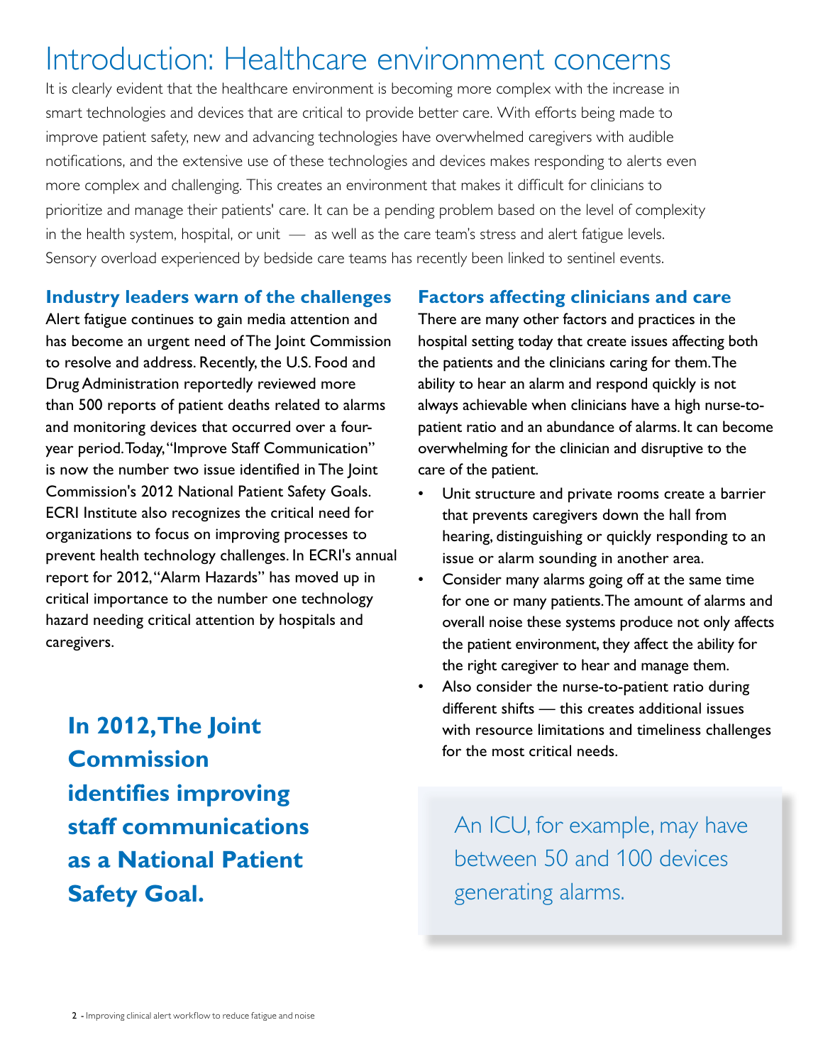# Introduction: Healthcare environment concerns

It is clearly evident that the healthcare environment is becoming more complex with the increase in smart technologies and devices that are critical to provide better care. With efforts being made to improve patient safety, new and advancing technologies have overwhelmed caregivers with audible notifications, and the extensive use of these technologies and devices makes responding to alerts even more complex and challenging. This creates an environment that makes it difficult for clinicians to prioritize and manage their patients' care. It can be a pending problem based on the level of complexity in the health system, hospital, or unit — as well as the care team's stress and alert fatigue levels. Sensory overload experienced by bedside care teams has recently been linked to sentinel events.

## Industry leaders warn of the challenges

Alert fatigue continues to gain media attention and has become an urgent need of The Joint Commission to resolve and address. Recently, the U.S. Food and Drug Administration reportedly reviewed more than 500 reports of patient deaths related to alarms and monitoring devices that occurred over a four-year period. Today, "Improve Staff Communication" is now the number two issue identified in The Joint Commission's 2012 National Patient Safety Goals. ECRI Institute also recognizes the critical need for organizations to focus on improving processes to prevent health technology challenges. In ECRI's annual report for 2012, "Alarm Hazards" has moved up in critical importance to the number one technology hazard needing critical attention by hospitals and caregivers.

**In 2012, The Joint Commission identifies improving staff communications as a National Patient Safety Goal.**

## Factors affecting clinicians and care

There are many other factors and practices in the hospital setting today that create issues affecting both the patients and the clinicians caring for them. The ability to hear an alarm and respond quickly is not always achievable when clinicians have a high nurse-to-patient ratio and an abundance of alarms. It can become overwhelming for the clinician and disruptive to the care of the patient.

- Unit structure and private rooms create a barrier that prevents caregivers down the hall from hearing, distinguishing or quickly responding to an issue or alarm sounding in another area.
- Consider many alarms going off at the same time for one or many patients. The amount of alarms and overall noise these systems produce not only affects the patient environment, they affect the ability for the right caregiver to hear and manage them.
- Also consider the nurse-to-patient ratio during different shifts — this creates additional issues with resource limitations and timeliness challenges for the most critical needs.

An ICU, for example, may have between 50 and 100 devices generating alarms.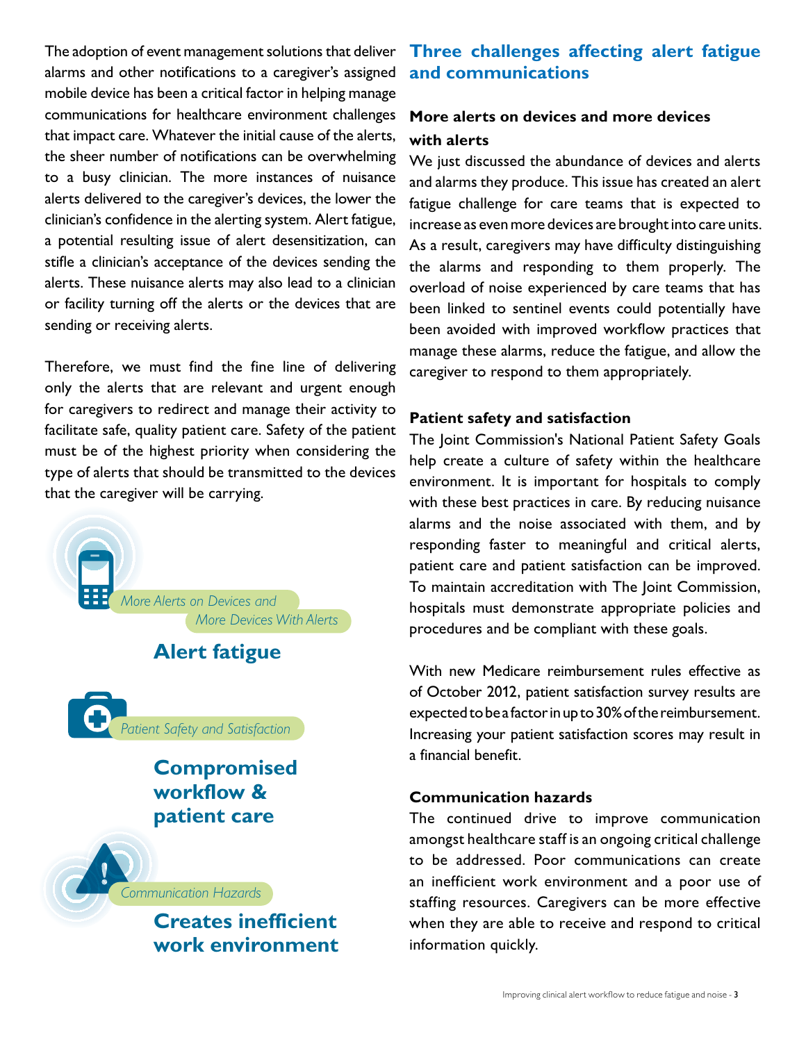The adoption of event management solutions that deliver alarms and other notifications to a caregiver's assigned mobile device has been a critical factor in helping manage communications for healthcare environment challenges that impact care. Whatever the initial cause of the alerts, the sheer number of notifications can be overwhelming to a busy clinician. The more instances of nuisance alerts delivered to the caregiver's devices, the lower the clinician's confidence in the alerting system. Alert fatigue, a potential resulting issue of alert desensitization, can stifle a clinician's acceptance of the devices sending the alerts. These nuisance alerts may also lead to a clinician or facility turning off the alerts or the devices that are sending or receiving alerts.

Therefore, we must find the fine line of delivering only the alerts that are relevant and urgent enough for caregivers to redirect and manage their activity to facilitate safe, quality patient care. Safety of the patient must be of the highest priority when considering the type of alerts that should be transmitted to the devices that the caregiver will be carrying.

*More Alerts on Devices and More Devices With Alerts*

**Alert fatigue**

*Patient Safety and Satisfaction*

**Compromised workflow & patient care**

*Communication Hazards*

**Creates inefficient work environment**

## Three challenges affecting alert fatigue and communications

### More alerts on devices and more devices with alerts

We just discussed the abundance of devices and alerts and alarms they produce. This issue has created an alert fatigue challenge for care teams that is expected to increase as even more devices are brought into care units. As a result, caregivers may have difficulty distinguishing the alarms and responding to them properly. The overload of noise experienced by care teams that has been linked to sentinel events could potentially have been avoided with improved workflow practices that manage these alarms, reduce the fatigue, and allow the caregiver to respond to them appropriately.

### Patient safety and satisfaction

The Joint Commission's National Patient Safety Goals help create a culture of safety within the healthcare environment. It is important for hospitals to comply with these best practices in care. By reducing nuisance alarms and the noise associated with them, and by responding faster to meaningful and critical alerts, patient care and patient satisfaction can be improved. To maintain accreditation with The Joint Commission, hospitals must demonstrate appropriate policies and procedures and be compliant with these goals.

With new Medicare reimbursement rules effective as of October 2012, patient satisfaction survey results are expected to be a factor in up to 30% of the reimbursement. Increasing your patient satisfaction scores may result in a financial benefit.

### Communication hazards

The continued drive to improve communication amongst healthcare staff is an ongoing critical challenge to be addressed. Poor communications can create an inefficient work environment and a poor use of staffing resources. Caregivers can be more effective when they are able to receive and respond to critical information quickly.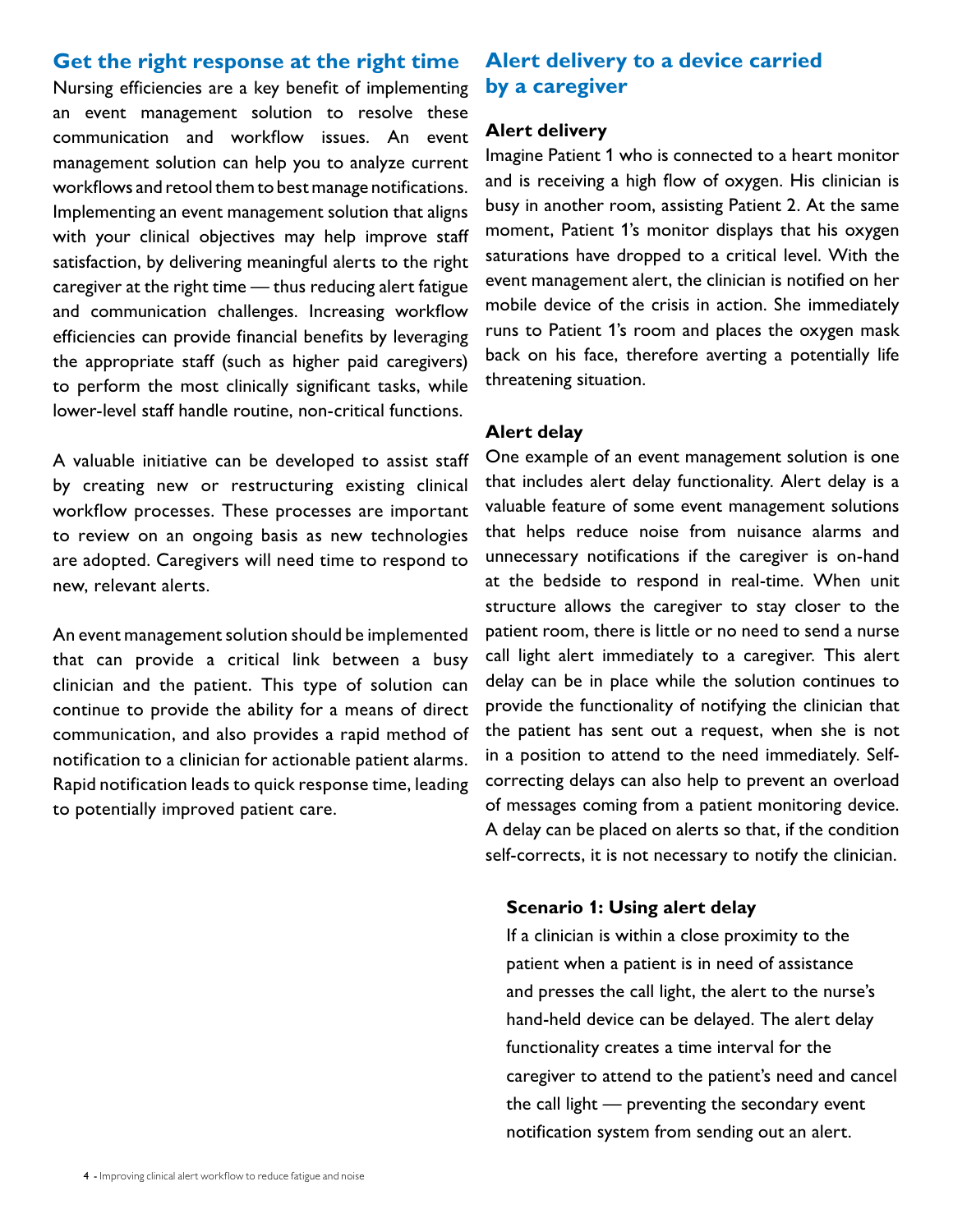## Get the right response at the right time

Nursing efficiencies are a key benefit of implementing an event management solution to resolve these communication and workflow issues. An event management solution can help you to analyze current workflows and retool them to best manage notifications. Implementing an event management solution that aligns with your clinical objectives may help improve staff satisfaction, by delivering meaningful alerts to the right caregiver at the right time — thus reducing alert fatigue and communication challenges. Increasing workflow efficiencies can provide financial benefits by leveraging the appropriate staff (such as higher paid caregivers) to perform the most clinically significant tasks, while lower-level staff handle routine, non-critical functions.

A valuable initiative can be developed to assist staff by creating new or restructuring existing clinical workflow processes. These processes are important to review on an ongoing basis as new technologies are adopted. Caregivers will need time to respond to new, relevant alerts.

An event management solution should be implemented that can provide a critical link between a busy clinician and the patient. This type of solution can continue to provide the ability for a means of direct communication, and also provides a rapid method of notification to a clinician for actionable patient alarms. Rapid notification leads to quick response time, leading to potentially improved patient care.

## Alert delivery to a device carried by a caregiver

### Alert delivery

Imagine Patient 1 who is connected to a heart monitor and is receiving a high flow of oxygen. His clinician is busy in another room, assisting Patient 2. At the same moment, Patient 1's monitor displays that his oxygen saturations have dropped to a critical level. With the event management alert, the clinician is notified on her mobile device of the crisis in action. She immediately runs to Patient 1's room and places the oxygen mask back on his face, therefore averting a potentially life threatening situation.

### Alert delay

One example of an event management solution is one that includes alert delay functionality. Alert delay is a valuable feature of some event management solutions that helps reduce noise from nuisance alarms and unnecessary notifications if the caregiver is on-hand at the bedside to respond in real-time. When unit structure allows the caregiver to stay closer to the patient room, there is little or no need to send a nurse call light alert immediately to a caregiver. This alert delay can be in place while the solution continues to provide the functionality of notifying the clinician that the patient has sent out a request, when she is not in a position to attend to the need immediately. Self-correcting delays can also help to prevent an overload of messages coming from a patient monitoring device. A delay can be placed on alerts so that, if the condition self-corrects, it is not necessary to notify the clinician.

**Scenario 1: Using alert delay**

If a clinician is within a close proximity to the patient when a patient is in need of assistance and presses the call light, the alert to the nurse's hand-held device can be delayed. The alert delay functionality creates a time interval for the caregiver to attend to the patient's need and cancel the call light — preventing the secondary event notification system from sending out an alert.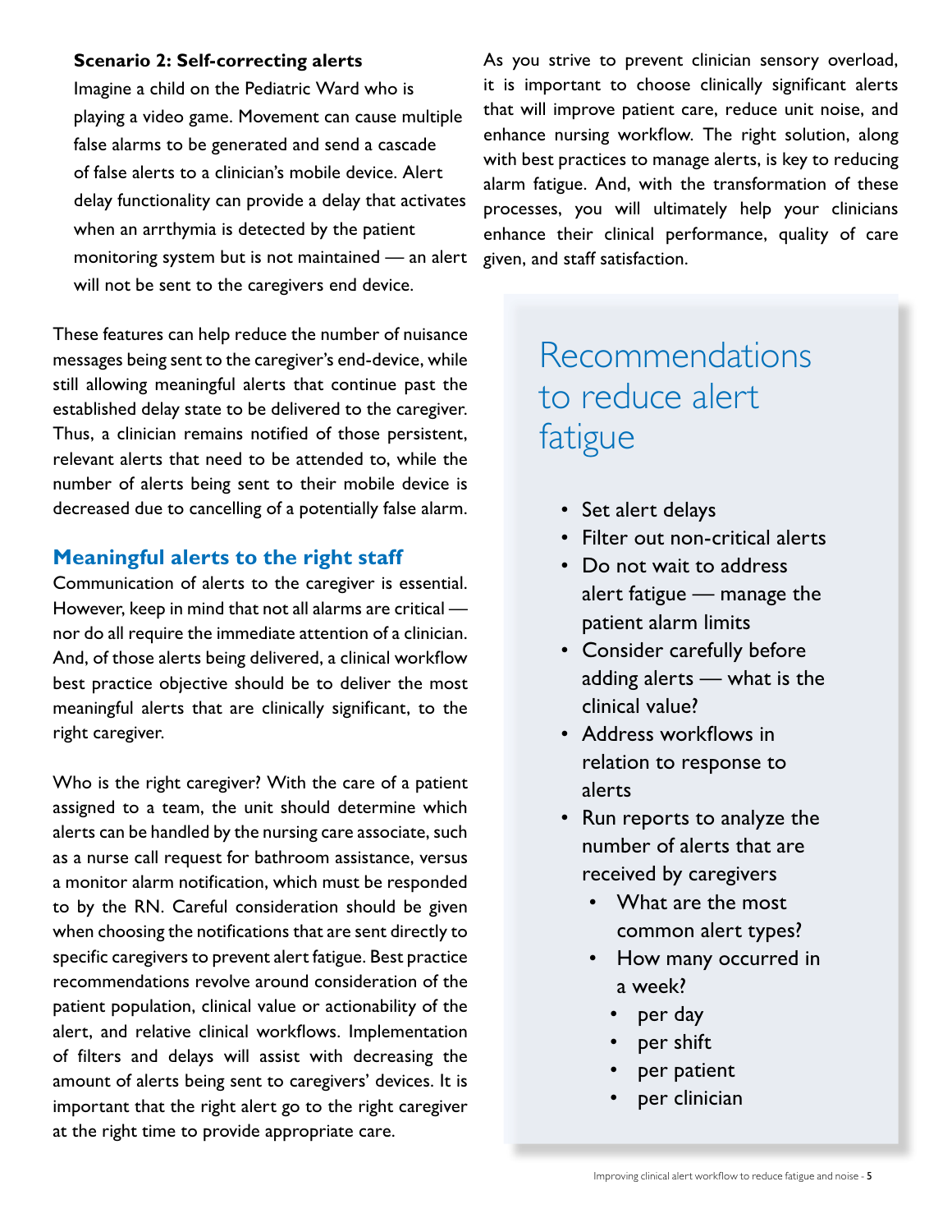**Scenario 2: Self-correcting alerts**

Imagine a child on the Pediatric Ward who is playing a video game. Movement can cause multiple false alarms to be generated and send a cascade of false alerts to a clinician's mobile device. Alert delay functionality can provide a delay that activates when an arrthymia is detected by the patient monitoring system but is not maintained — an alert will not be sent to the caregivers end device.

These features can help reduce the number of nuisance messages being sent to the caregiver's end-device, while still allowing meaningful alerts that continue past the established delay state to be delivered to the caregiver. Thus, a clinician remains notified of those persistent, relevant alerts that need to be attended to, while the number of alerts being sent to their mobile device is decreased due to cancelling of a potentially false alarm.

## Meaningful alerts to the right staff

Communication of alerts to the caregiver is essential. However, keep in mind that not all alarms are critical — nor do all require the immediate attention of a clinician. And, of those alerts being delivered, a clinical workflow best practice objective should be to deliver the most meaningful alerts that are clinically significant, to the right caregiver.

Who is the right caregiver? With the care of a patient assigned to a team, the unit should determine which alerts can be handled by the nursing care associate, such as a nurse call request for bathroom assistance, versus a monitor alarm notification, which must be responded to by the RN. Careful consideration should be given when choosing the notifications that are sent directly to specific caregivers to prevent alert fatigue. Best practice recommendations revolve around consideration of the patient population, clinical value or actionability of the alert, and relative clinical workflows. Implementation of filters and delays will assist with decreasing the amount of alerts being sent to caregivers' devices. It is important that the right alert go to the right caregiver at the right time to provide appropriate care.

As you strive to prevent clinician sensory overload, it is important to choose clinically significant alerts that will improve patient care, reduce unit noise, and enhance nursing workflow. The right solution, along with best practices to manage alerts, is key to reducing alarm fatigue. And, with the transformation of these processes, you will ultimately help your clinicians enhance their clinical performance, quality of care given, and staff satisfaction.

## Recommendations to reduce alert fatigue

- Set alert delays
- Filter out non-critical alerts
- Do not wait to address alert fatigue — manage the patient alarm limits
- Consider carefully before adding alerts — what is the clinical value?
- Address workflows in relation to response to alerts
- Run reports to analyze the number of alerts that are received by caregivers
  - What are the most common alert types?
  - How many occurred in a week?
    - per day
    - per shift
    - per patient
    - per clinician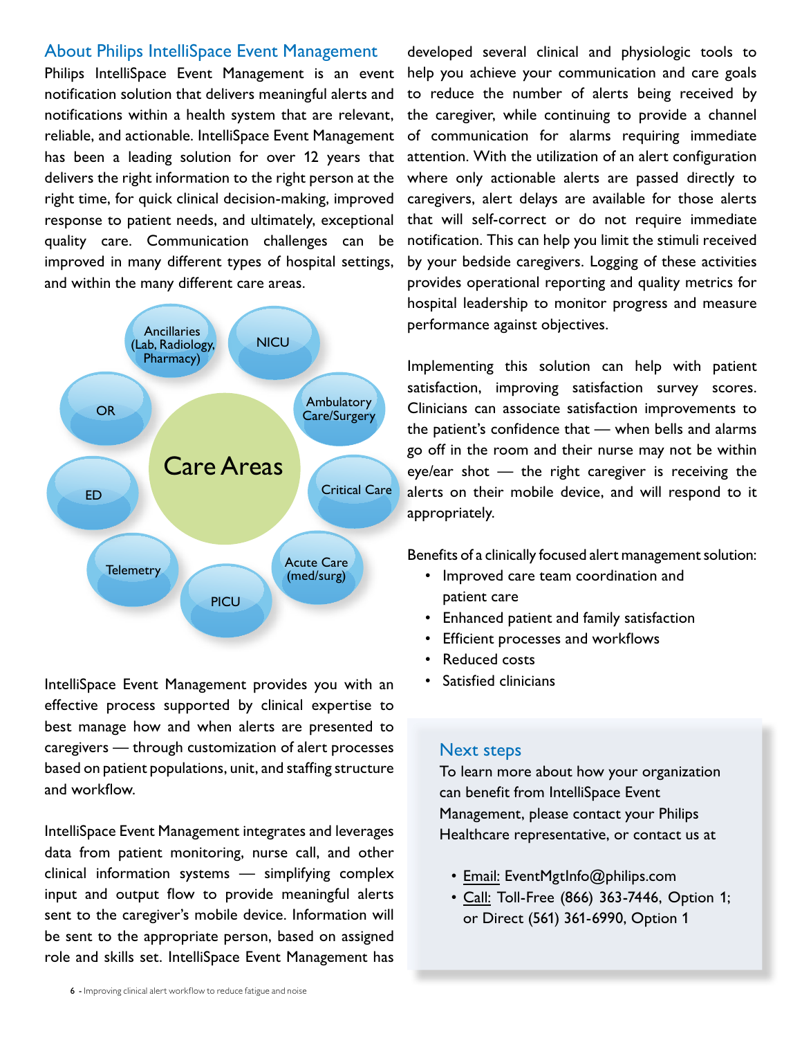## About Philips IntelliSpace Event Management

Philips IntelliSpace Event Management is an event notification solution that delivers meaningful alerts and notifications within a health system that are relevant, reliable, and actionable. IntelliSpace Event Management has been a leading solution for over 12 years that delivers the right information to the right person at the right time, for quick clinical decision-making, improved response to patient needs, and ultimately, exceptional quality care. Communication challenges can be improved in many different types of hospital settings, and within the many different care areas.

Care Areas

- Ancillaries (Lab, Radiology, Pharmacy)
- NICU
- Ambulatory Care/Surgery
- Critical Care
- Acute Care (med/surg)
- PICU
- Telemetry
- ED
- OR

IntelliSpace Event Management provides you with an effective process supported by clinical expertise to best manage how and when alerts are presented to caregivers — through customization of alert processes based on patient populations, unit, and staffing structure and workflow.

IntelliSpace Event Management integrates and leverages data from patient monitoring, nurse call, and other clinical information systems — simplifying complex input and output flow to provide meaningful alerts sent to the caregiver's mobile device. Information will be sent to the appropriate person, based on assigned role and skills set. IntelliSpace Event Management has developed several clinical and physiologic tools to help you achieve your communication and care goals to reduce the number of alerts being received by the caregiver, while continuing to provide a channel of communication for alarms requiring immediate attention. With the utilization of an alert configuration where only actionable alerts are passed directly to caregivers, alert delays are available for those alerts that will self-correct or do not require immediate notification. This can help you limit the stimuli received by your bedside caregivers. Logging of these activities provides operational reporting and quality metrics for hospital leadership to monitor progress and measure performance against objectives.

Implementing this solution can help with patient satisfaction, improving satisfaction survey scores. Clinicians can associate satisfaction improvements to the patient's confidence that — when bells and alarms go off in the room and their nurse may not be within eye/ear shot — the right caregiver is receiving the alerts on their mobile device, and will respond to it appropriately.

Benefits of a clinically focused alert management solution:

- Improved care team coordination and patient care
- Enhanced patient and family satisfaction
- Efficient processes and workflows
- Reduced costs
- Satisfied clinicians

### Next steps

To learn more about how your organization can benefit from IntelliSpace Event Management, please contact your Philips Healthcare representative, or contact us at

- Email: EventMgtInfo@philips.com
- Call: Toll-Free (866) 363-7446, Option 1; or Direct (561) 361-6990, Option 1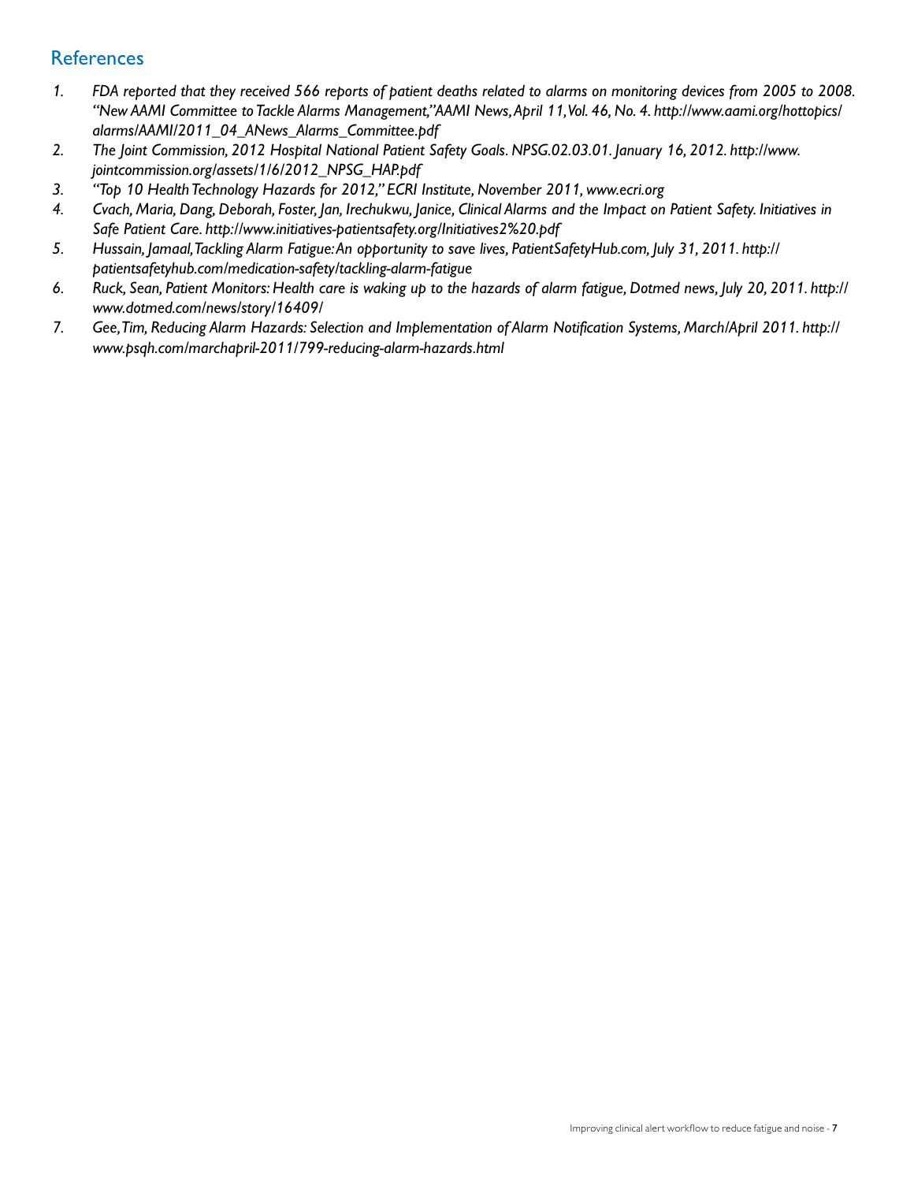## References

1. *FDA reported that they received 566 reports of patient deaths related to alarms on monitoring devices from 2005 to 2008. "New AAMI Committee to Tackle Alarms Management," AAMI News, April 11, Vol. 46, No. 4. http://www.aami.org/hottopics/alarms/AAMI/2011_04_ANews_Alarms_Committee.pdf*
2. *The Joint Commission, 2012 Hospital National Patient Safety Goals. NPSG.02.03.01. January 16, 2012. http://www.jointcommission.org/assets/1/6/2012_NPSG_HAP.pdf*
3. *"Top 10 Health Technology Hazards for 2012," ECRI Institute, November 2011, www.ecri.org*
4. *Cvach, Maria, Dang, Deborah, Foster, Jan, Irechukwu, Janice, Clinical Alarms and the Impact on Patient Safety. Initiatives in Safe Patient Care. http://www.initiatives-patientsafety.org/Initiatives2%20.pdf*
5. *Hussain, Jamaal, Tackling Alarm Fatigue: An opportunity to save lives, PatientSafetyHub.com, July 31, 2011. http://patientsafetyhub.com/medication-safety/tackling-alarm-fatigue*
6. *Ruck, Sean, Patient Monitors: Health care is waking up to the hazards of alarm fatigue, Dotmed news, July 20, 2011. http://www.dotmed.com/news/story/16409/*
7. *Gee, Tim, Reducing Alarm Hazards: Selection and Implementation of Alarm Notification Systems, March/April 2011. http://www.psqh.com/marchapril-2011/799-reducing-alarm-hazards.html*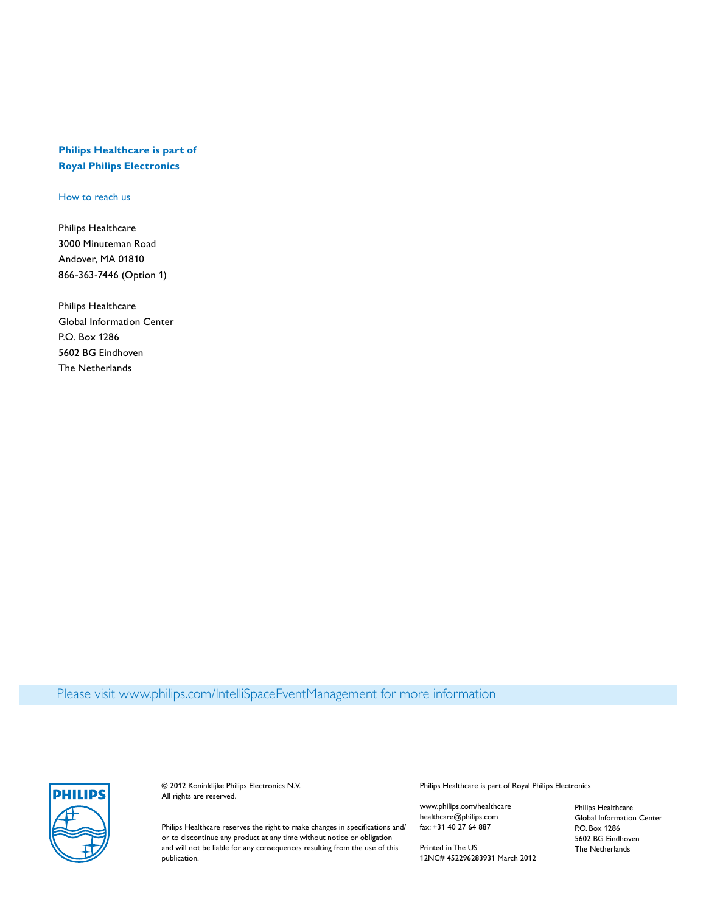**Philips Healthcare is part of Royal Philips Electronics**

How to reach us

Philips Healthcare
3000 Minuteman Road
Andover, MA 01810
866-363-7446 (Option 1)

Philips Healthcare
Global Information Center
P.O. Box 1286
5602 BG Eindhoven
The Netherlands

Please visit www.philips.com/IntelliSpaceEventManagement for more information

PHILIPS

© 2012 Koninklijke Philips Electronics N.V.
All rights are reserved.

Philips Healthcare reserves the right to make changes in specifications and/or to discontinue any product at any time without notice or obligation and will not be liable for any consequences resulting from the use of this publication.

Philips Healthcare is part of Royal Philips Electronics

www.philips.com/healthcare
healthcare@philips.com
fax: +31 40 27 64 887

Printed in The US
12NC# 452296283931 March 2012

Philips Healthcare
Global Information Center
P.O. Box 1286
5602 BG Eindhoven
The Netherlands